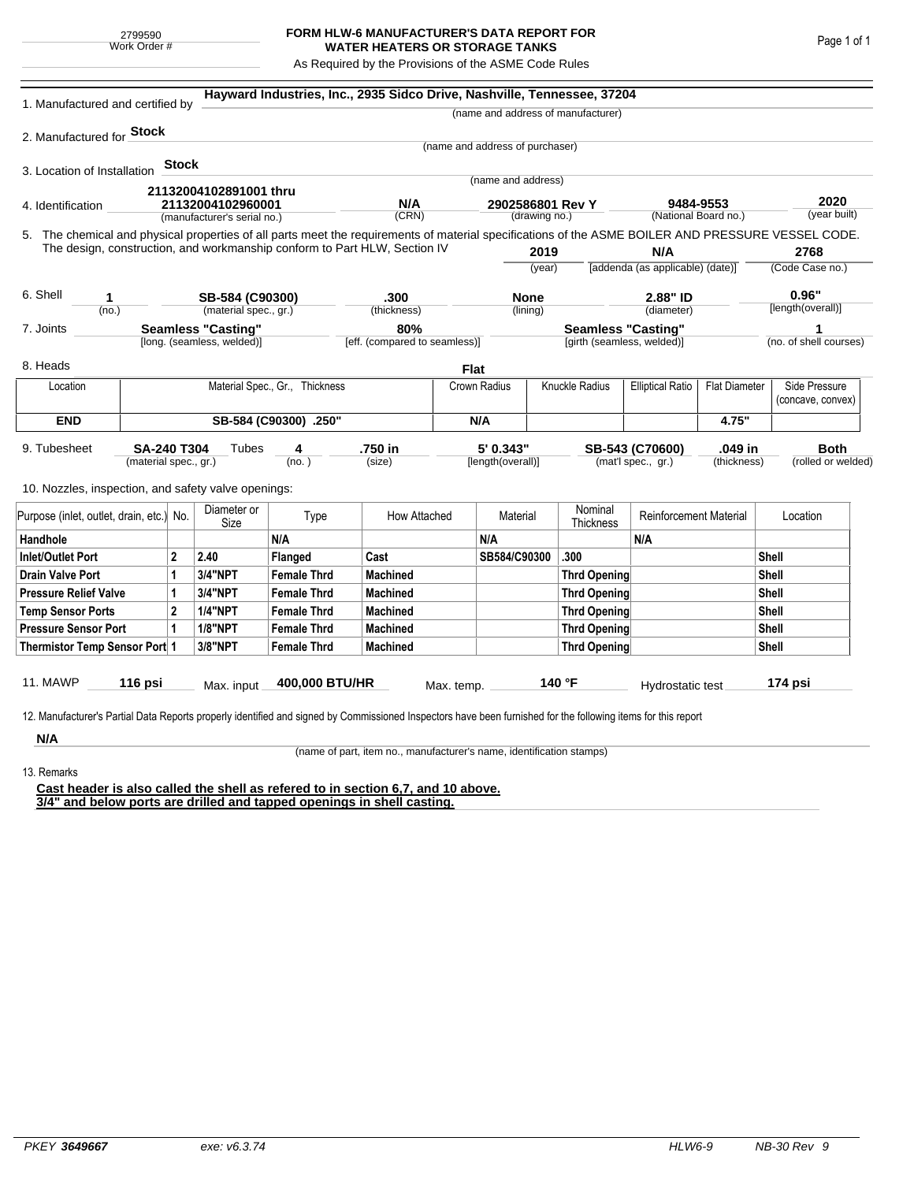2799590
Work Order #

# FORM HLW-6 MANUFACTURER'S DATA REPORT FOR WATER HEATERS OR STORAGE TANKS

As Required by the Provisions of the ASME Code Rules

1. Manufactured and certified by **Hayward Industries, Inc., 2935 Sidco Drive, Nashville, Tennessee, 37204**
(name and address of manufacturer)

2. Manufactured for **Stock**
(name and address of purchaser)

3. Location of Installation **Stock**
(name and address)

4. Identification **21132004102891001 thru 21132004102960001** (manufacturer's serial no.) **N/A** (CRN) **2902586801 Rev Y** (drawing no.) **9484-9553** (National Board no.) **2020** (year built)

5. The chemical and physical properties of all parts meet the requirements of material specifications of the ASME BOILER AND PRESSURE VESSEL CODE. The design, construction, and workmanship conform to Part HLW, Section IV **2019** (year) **N/A** [addenda (as applicable) (date)] **2768** (Code Case no.)

6. Shell **1** (no.) **SB-584 (C90300)** (material spec., gr.) **.300** (thickness) **None** (lining) **2.88" ID** (diameter) **0.96"** [length(overall)]

7. Joints **Seamless "Casting"** [long. (seamless, welded)] **80%** [eff. (compared to seamless)] **Seamless "Casting"** [girth (seamless, welded)] **1** (no. of shell courses)

8. Heads **Flat**

| Location | Material Spec., Gr., Thickness | Crown Radius | Knuckle Radius | Elliptical Ratio | Flat Diameter | Side Pressure (concave, convex) |
|---|---|---|---|---|---|---|
| **END** | **SB-584 (C90300) .250"** | **N/A** | | | **4.75"** | |

9. Tubesheet **SA-240 T304** (material spec., gr.) Tubes **4** (no.) **.750 in** (size) **5' 0.343"** [length(overall)] **SB-543 (C70600)** (mat'l spec., gr.) **.049 in** (thickness) **Both** (rolled or welded)

10. Nozzles, inspection, and safety valve openings:

| Purpose (inlet, outlet, drain, etc.) | No. | Diameter or Size | Type | How Attached | Material | Nominal Thickness | Reinforcement Material | Location |
|---|---|---|---|---|---|---|---|---|
| **Handhole** | | | **N/A** | | **N/A** | | **N/A** | |
| **Inlet/Outlet Port** | **2** | **2.40** | **Flanged** | **Cast** | **SB584/C90300** | **.300** | | **Shell** |
| **Drain Valve Port** | **1** | **3/4"NPT** | **Female Thrd** | **Machined** | | **Thrd Opening** | | **Shell** |
| **Pressure Relief Valve** | **1** | **3/4"NPT** | **Female Thrd** | **Machined** | | **Thrd Opening** | | **Shell** |
| **Temp Sensor Ports** | **2** | **1/4"NPT** | **Female Thrd** | **Machined** | | **Thrd Opening** | | **Shell** |
| **Pressure Sensor Port** | **1** | **1/8"NPT** | **Female Thrd** | **Machined** | | **Thrd Opening** | | **Shell** |
| **Thermistor Temp Sensor Port** | **1** | **3/8"NPT** | **Female Thrd** | **Machined** | | **Thrd Opening** | | **Shell** |

11. MAWP **116 psi** Max. input **400,000 BTU/HR** Max. temp. **140 °F** Hydrostatic test **174 psi**

12. Manufacturer's Partial Data Reports properly identified and signed by Commissioned Inspectors have been furnished for the following items for this report

**N/A**
(name of part, item no., manufacturer's name, identification stamps)

13. Remarks

**Cast header is also called the shell as refered to in section 6,7, and 10 above.**
**3/4" and below ports are drilled and tapped openings in shell casting.**

PKEY *3649667* exe: v6.3.74 HLW6-9 NB-30 Rev 9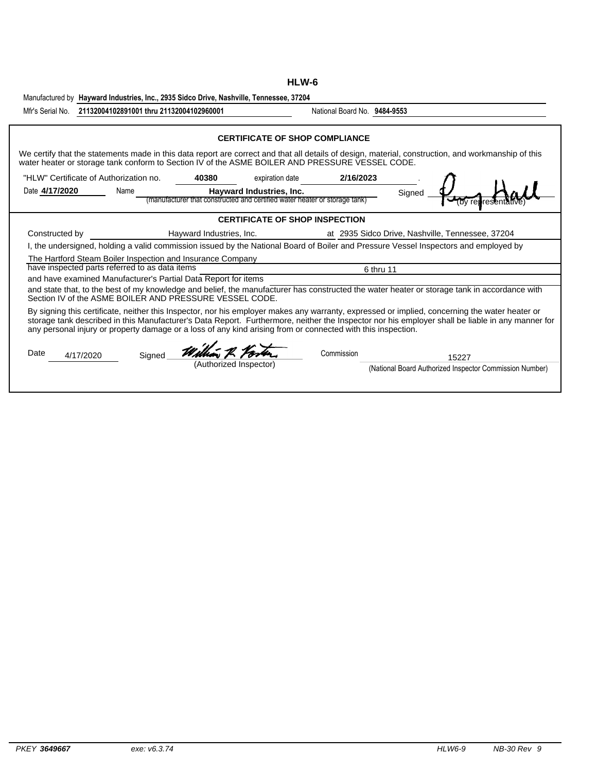# HLW-6

Manufactured by **Hayward Industries, Inc., 2935 Sidco Drive, Nashville, Tennessee, 37204**

Mfr's Serial No. **21132004102891001 thru 21132004102960001** National Board No. **9484-9553**

## CERTIFICATE OF SHOP COMPLIANCE

We certify that the statements made in this data report are correct and that all details of design, material, construction, and workmanship of this water heater or storage tank conform to Section IV of the ASME BOILER AND PRESSURE VESSEL CODE.

"HLW" Certificate of Authorization no. **40380** expiration date **2/16/2023**.

Date **4/17/2020** Name **Hayward Industries, Inc.** (manufacturer that constructed and certified water heater or storage tank) Signed (by representative)

## CERTIFICATE OF SHOP INSPECTION

Constructed by Hayward Industries, Inc. at 2935 Sidco Drive, Nashville, Tennessee, 37204

I, the undersigned, holding a valid commission issued by the National Board of Boiler and Pressure Vessel Inspectors and employed by The Hartford Steam Boiler Inspection and Insurance Company

have inspected parts referred to as data items 6 thru 11

and have examined Manufacturer's Partial Data Report for items

and state that, to the best of my knowledge and belief, the manufacturer has constructed the water heater or storage tank in accordance with Section IV of the ASME BOILER AND PRESSURE VESSEL CODE.

By signing this certificate, neither this Inspector, nor his employer makes any warranty, expressed or implied, concerning the water heater or storage tank described in this Manufacturer's Data Report. Furthermore, neither the Inspector nor his employer shall be liable in any manner for any personal injury or property damage or a loss of any kind arising from or connected with this inspection.

Date 4/17/2020 Signed (Authorized Inspector) Commission 15227 (National Board Authorized Inspector Commission Number)

PKEY **3649667** exe: v6.3.74 HLW6-9 NB-30 Rev 9